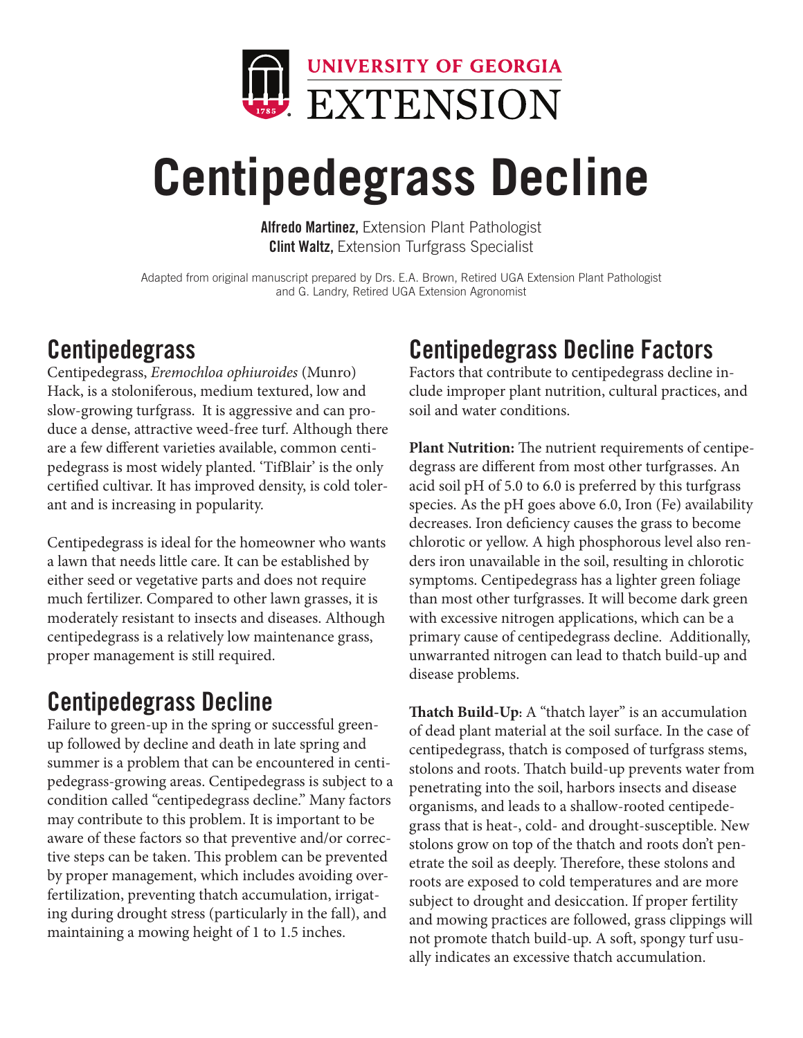UNIVERSITY OF GEORGIA
EXTENSION

# Centipedegrass Decline

**Alfredo Martinez,** Extension Plant Pathologist
**Clint Waltz,** Extension Turfgrass Specialist

Adapted from original manuscript prepared by Drs. E.A. Brown, Retired UGA Extension Plant Pathologist and G. Landry, Retired UGA Extension Agronomist

## Centipedegrass

Centipedegrass, *Eremochloa ophiuroides* (Munro) Hack, is a stoloniferous, medium textured, low and slow-growing turfgrass. It is aggressive and can produce a dense, attractive weed-free turf. Although there are a few different varieties available, common centipedegrass is most widely planted. 'TifBlair' is the only certified cultivar. It has improved density, is cold tolerant and is increasing in popularity.

Centipedegrass is ideal for the homeowner who wants a lawn that needs little care. It can be established by either seed or vegetative parts and does not require much fertilizer. Compared to other lawn grasses, it is moderately resistant to insects and diseases. Although centipedegrass is a relatively low maintenance grass, proper management is still required.

## Centipedegrass Decline

Failure to green-up in the spring or successful green-up followed by decline and death in late spring and summer is a problem that can be encountered in centipedegrass-growing areas. Centipedegrass is subject to a condition called "centipedegrass decline." Many factors may contribute to this problem. It is important to be aware of these factors so that preventive and/or corrective steps can be taken. This problem can be prevented by proper management, which includes avoiding over-fertilization, preventing thatch accumulation, irrigating during drought stress (particularly in the fall), and maintaining a mowing height of 1 to 1.5 inches.

## Centipedegrass Decline Factors

Factors that contribute to centipedegrass decline include improper plant nutrition, cultural practices, and soil and water conditions.

**Plant Nutrition:** The nutrient requirements of centipedegrass are different from most other turfgrasses. An acid soil pH of 5.0 to 6.0 is preferred by this turfgrass species. As the pH goes above 6.0, Iron (Fe) availability decreases. Iron deficiency causes the grass to become chlorotic or yellow. A high phosphorous level also renders iron unavailable in the soil, resulting in chlorotic symptoms. Centipedegrass has a lighter green foliage than most other turfgrasses. It will become dark green with excessive nitrogen applications, which can be a primary cause of centipedegrass decline. Additionally, unwarranted nitrogen can lead to thatch build-up and disease problems.

**Thatch Build-Up**: A "thatch layer" is an accumulation of dead plant material at the soil surface. In the case of centipedegrass, thatch is composed of turfgrass stems, stolons and roots. Thatch build-up prevents water from penetrating into the soil, harbors insects and disease organisms, and leads to a shallow-rooted centipedegrass that is heat-, cold- and drought-susceptible. New stolons grow on top of the thatch and roots don't penetrate the soil as deeply. Therefore, these stolons and roots are exposed to cold temperatures and are more subject to drought and desiccation. If proper fertility and mowing practices are followed, grass clippings will not promote thatch build-up. A soft, spongy turf usually indicates an excessive thatch accumulation.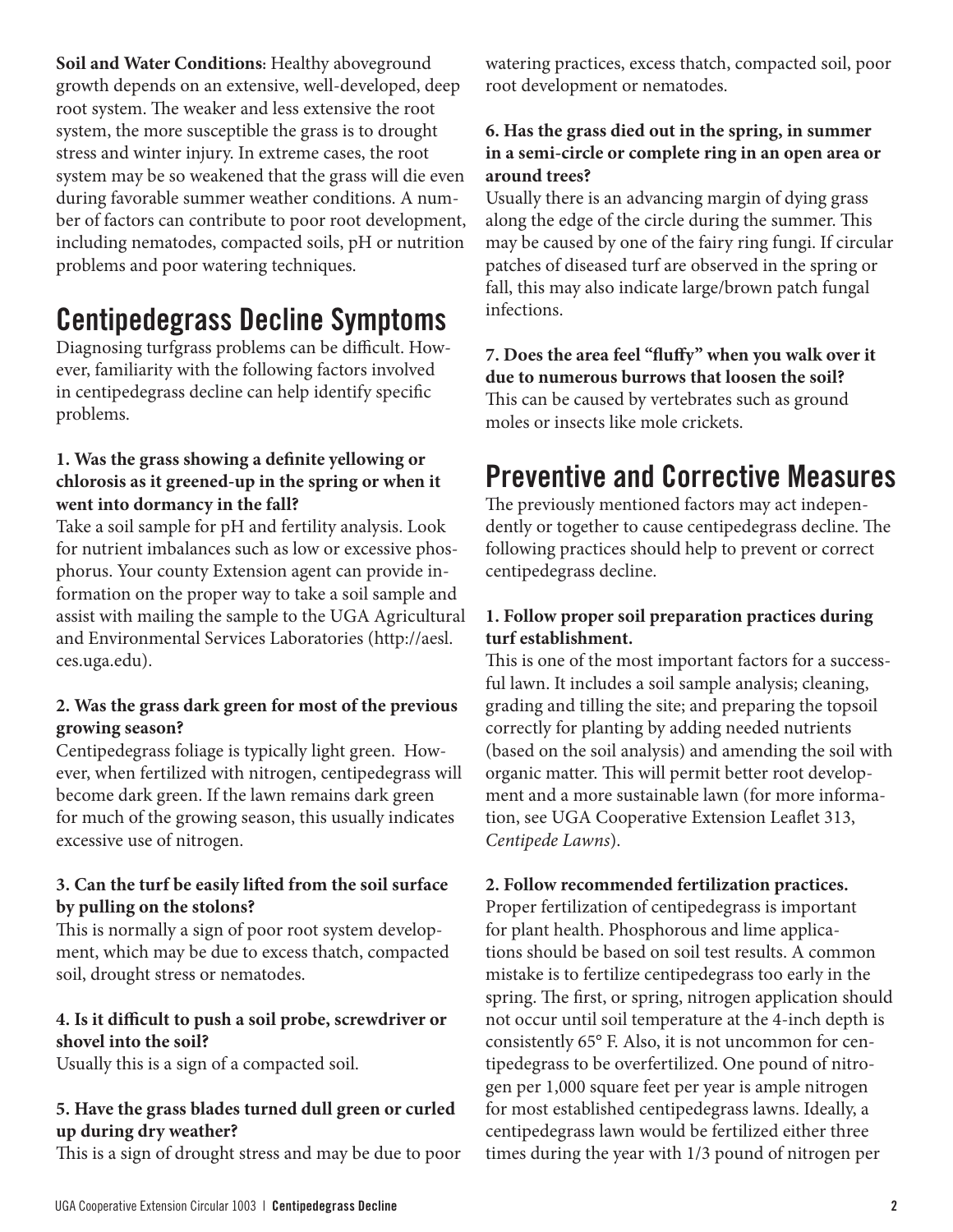**Soil and Water Conditions:** Healthy aboveground growth depends on an extensive, well-developed, deep root system. The weaker and less extensive the root system, the more susceptible the grass is to drought stress and winter injury. In extreme cases, the root system may be so weakened that the grass will die even during favorable summer weather conditions. A number of factors can contribute to poor root development, including nematodes, compacted soils, pH or nutrition problems and poor watering techniques.

## Centipedegrass Decline Symptoms

Diagnosing turfgrass problems can be difficult. However, familiarity with the following factors involved in centipedegrass decline can help identify specific problems.

**1. Was the grass showing a definite yellowing or chlorosis as it greened-up in the spring or when it went into dormancy in the fall?**

Take a soil sample for pH and fertility analysis. Look for nutrient imbalances such as low or excessive phosphorus. Your county Extension agent can provide information on the proper way to take a soil sample and assist with mailing the sample to the UGA Agricultural and Environmental Services Laboratories (http://aesl.ces.uga.edu).

**2. Was the grass dark green for most of the previous growing season?**

Centipedegrass foliage is typically light green. However, when fertilized with nitrogen, centipedegrass will become dark green. If the lawn remains dark green for much of the growing season, this usually indicates excessive use of nitrogen.

**3. Can the turf be easily lifted from the soil surface by pulling on the stolons?**

This is normally a sign of poor root system development, which may be due to excess thatch, compacted soil, drought stress or nematodes.

**4. Is it difficult to push a soil probe, screwdriver or shovel into the soil?**

Usually this is a sign of a compacted soil.

**5. Have the grass blades turned dull green or curled up during dry weather?**

This is a sign of drought stress and may be due to poor watering practices, excess thatch, compacted soil, poor root development or nematodes.

**6. Has the grass died out in the spring, in summer in a semi-circle or complete ring in an open area or around trees?**

Usually there is an advancing margin of dying grass along the edge of the circle during the summer. This may be caused by one of the fairy ring fungi. If circular patches of diseased turf are observed in the spring or fall, this may also indicate large/brown patch fungal infections.

**7. Does the area feel "fluffy" when you walk over it due to numerous burrows that loosen the soil?**

This can be caused by vertebrates such as ground moles or insects like mole crickets.

## Preventive and Corrective Measures

The previously mentioned factors may act independently or together to cause centipedegrass decline. The following practices should help to prevent or correct centipedegrass decline.

**1. Follow proper soil preparation practices during turf establishment.**

This is one of the most important factors for a successful lawn. It includes a soil sample analysis; cleaning, grading and tilling the site; and preparing the topsoil correctly for planting by adding needed nutrients (based on the soil analysis) and amending the soil with organic matter. This will permit better root development and a more sustainable lawn (for more information, see UGA Cooperative Extension Leaflet 313, *Centipede Lawns*).

**2. Follow recommended fertilization practices.**

Proper fertilization of centipedegrass is important for plant health. Phosphorous and lime applications should be based on soil test results. A common mistake is to fertilize centipedegrass too early in the spring. The first, or spring, nitrogen application should not occur until soil temperature at the 4-inch depth is consistently 65° F. Also, it is not uncommon for centipedegrass to be overfertilized. One pound of nitrogen per 1,000 square feet per year is ample nitrogen for most established centipedegrass lawns. Ideally, a centipedegrass lawn would be fertilized either three times during the year with 1/3 pound of nitrogen per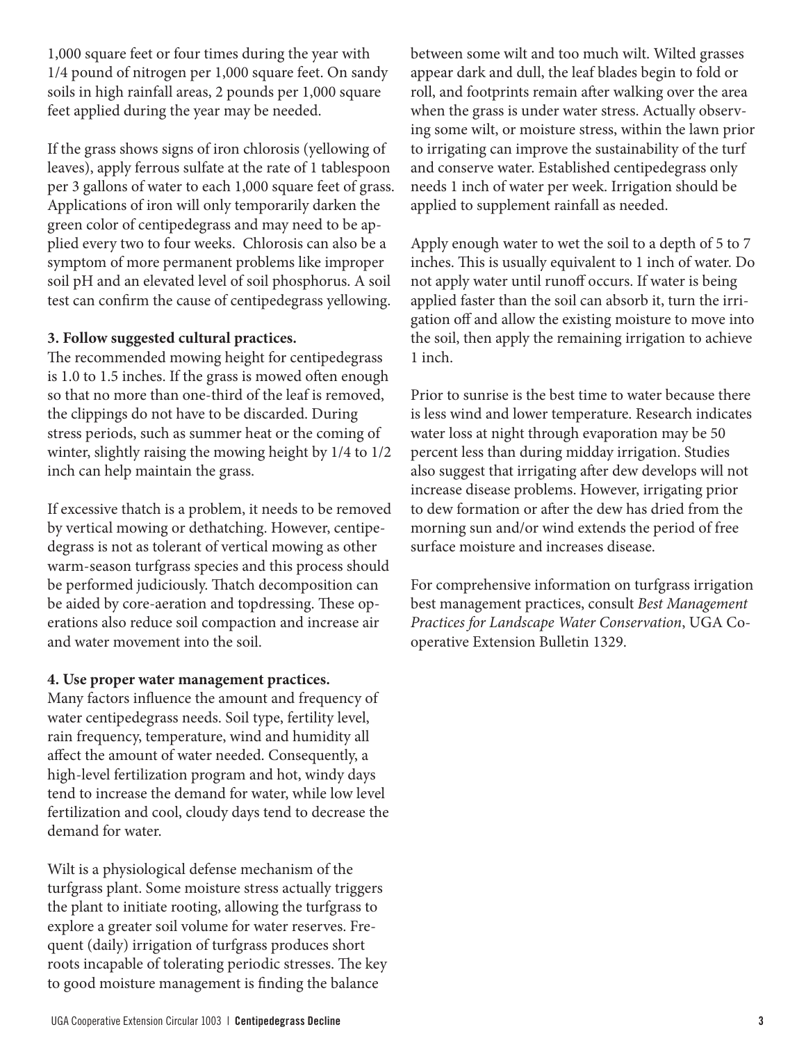1,000 square feet or four times during the year with 1/4 pound of nitrogen per 1,000 square feet. On sandy soils in high rainfall areas, 2 pounds per 1,000 square feet applied during the year may be needed.

If the grass shows signs of iron chlorosis (yellowing of leaves), apply ferrous sulfate at the rate of 1 tablespoon per 3 gallons of water to each 1,000 square feet of grass. Applications of iron will only temporarily darken the green color of centipedegrass and may need to be applied every two to four weeks. Chlorosis can also be a symptom of more permanent problems like improper soil pH and an elevated level of soil phosphorus. A soil test can confirm the cause of centipedegrass yellowing.

**3. Follow suggested cultural practices.**

The recommended mowing height for centipedegrass is 1.0 to 1.5 inches. If the grass is mowed often enough so that no more than one-third of the leaf is removed, the clippings do not have to be discarded. During stress periods, such as summer heat or the coming of winter, slightly raising the mowing height by 1/4 to 1/2 inch can help maintain the grass.

If excessive thatch is a problem, it needs to be removed by vertical mowing or dethatching. However, centipedegrass is not as tolerant of vertical mowing as other warm-season turfgrass species and this process should be performed judiciously. Thatch decomposition can be aided by core-aeration and topdressing. These operations also reduce soil compaction and increase air and water movement into the soil.

**4. Use proper water management practices.**

Many factors influence the amount and frequency of water centipedegrass needs. Soil type, fertility level, rain frequency, temperature, wind and humidity all affect the amount of water needed. Consequently, a high-level fertilization program and hot, windy days tend to increase the demand for water, while low level fertilization and cool, cloudy days tend to decrease the demand for water.

Wilt is a physiological defense mechanism of the turfgrass plant. Some moisture stress actually triggers the plant to initiate rooting, allowing the turfgrass to explore a greater soil volume for water reserves. Frequent (daily) irrigation of turfgrass produces short roots incapable of tolerating periodic stresses. The key to good moisture management is finding the balance between some wilt and too much wilt. Wilted grasses appear dark and dull, the leaf blades begin to fold or roll, and footprints remain after walking over the area when the grass is under water stress. Actually observing some wilt, or moisture stress, within the lawn prior to irrigating can improve the sustainability of the turf and conserve water. Established centipedegrass only needs 1 inch of water per week. Irrigation should be applied to supplement rainfall as needed.

Apply enough water to wet the soil to a depth of 5 to 7 inches. This is usually equivalent to 1 inch of water. Do not apply water until runoff occurs. If water is being applied faster than the soil can absorb it, turn the irrigation off and allow the existing moisture to move into the soil, then apply the remaining irrigation to achieve 1 inch.

Prior to sunrise is the best time to water because there is less wind and lower temperature. Research indicates water loss at night through evaporation may be 50 percent less than during midday irrigation. Studies also suggest that irrigating after dew develops will not increase disease problems. However, irrigating prior to dew formation or after the dew has dried from the morning sun and/or wind extends the period of free surface moisture and increases disease.

For comprehensive information on turfgrass irrigation best management practices, consult *Best Management Practices for Landscape Water Conservation*, UGA Cooperative Extension Bulletin 1329.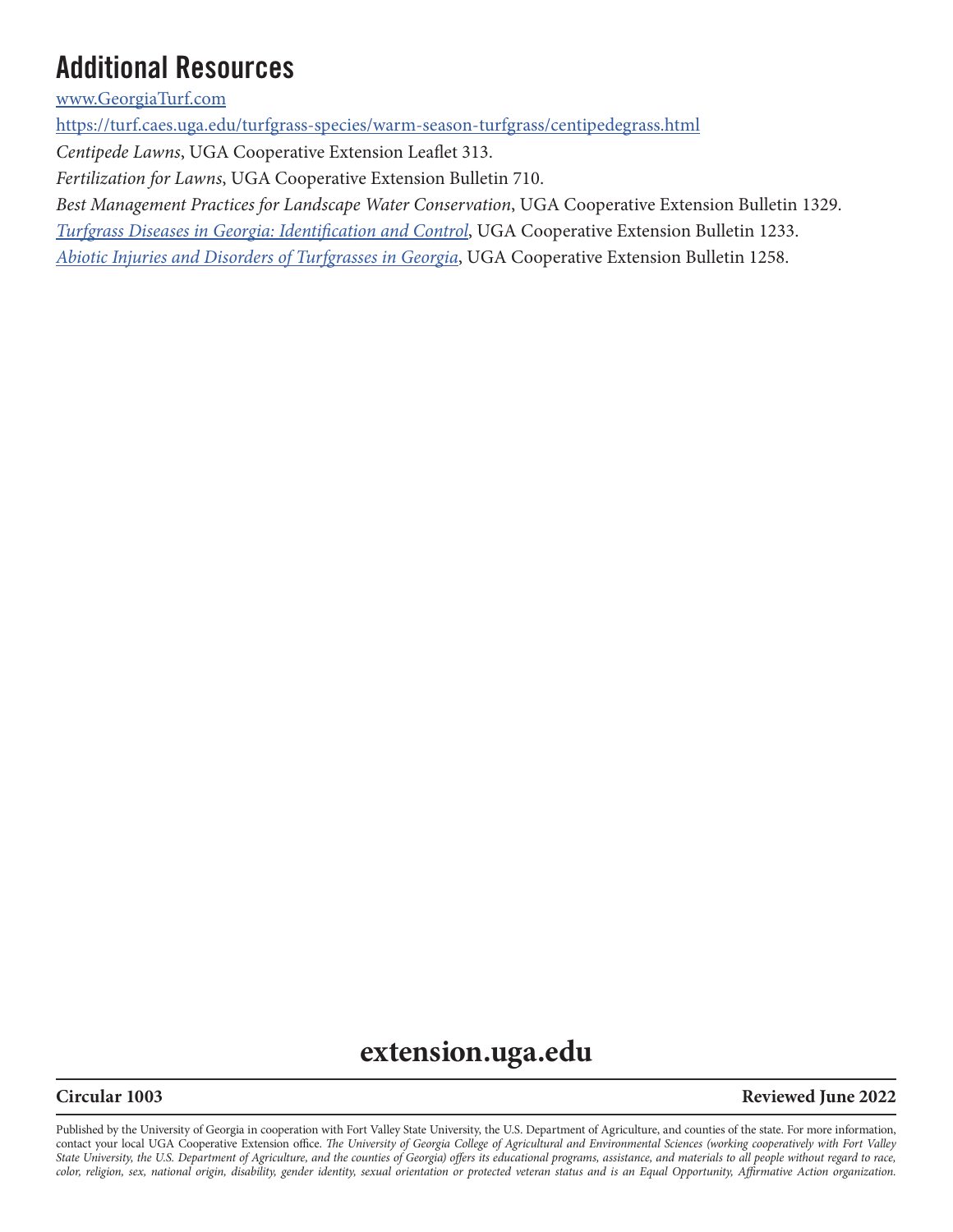## Additional Resources

www.GeorgiaTurf.com

https://turf.caes.uga.edu/turfgrass-species/warm-season-turfgrass/centipedegrass.html

*Centipede Lawns*, UGA Cooperative Extension Leaflet 313.

*Fertilization for Lawns*, UGA Cooperative Extension Bulletin 710.

*Best Management Practices for Landscape Water Conservation*, UGA Cooperative Extension Bulletin 1329.

*Turfgrass Diseases in Georgia: Identification and Control*, UGA Cooperative Extension Bulletin 1233.

*Abiotic Injuries and Disorders of Turfgrasses in Georgia*, UGA Cooperative Extension Bulletin 1258.

**extension.uga.edu**

**Circular 1003** **Reviewed June 2022**

Published by the University of Georgia in cooperation with Fort Valley State University, the U.S. Department of Agriculture, and counties of the state. For more information, contact your local UGA Cooperative Extension office. *The University of Georgia College of Agricultural and Environmental Sciences (working cooperatively with Fort Valley State University, the U.S. Department of Agriculture, and the counties of Georgia) offers its educational programs, assistance, and materials to all people without regard to race, color, religion, sex, national origin, disability, gender identity, sexual orientation or protected veteran status and is an Equal Opportunity, Affirmative Action organization.*